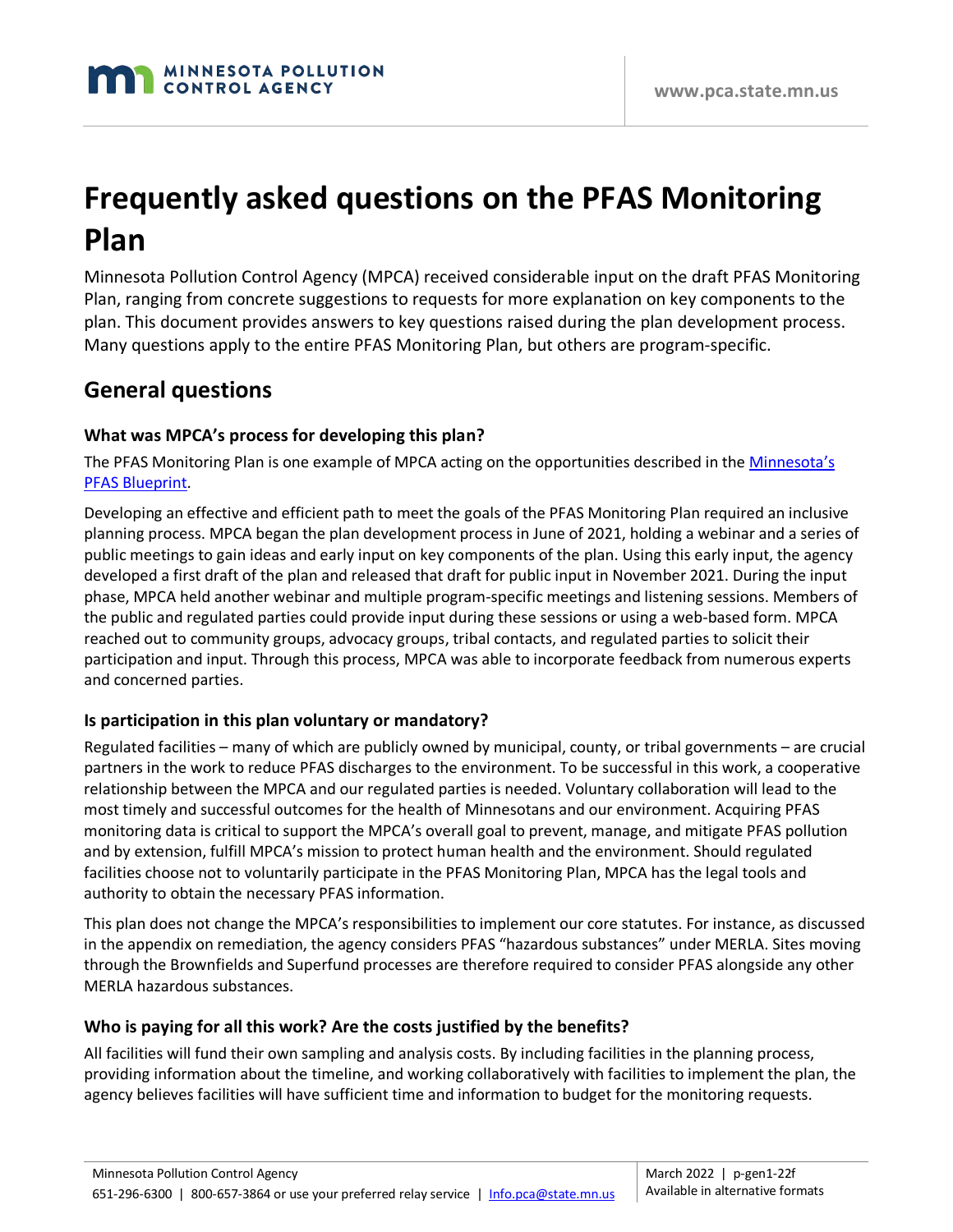# Frequently asked questions on the PFAS Monitoring Plan

Minnesota Pollution Control Agency (MPCA) received considerable input on the draft PFAS Monitoring Plan, ranging from concrete suggestions to requests for more explanation on key components to the plan. This document provides answers to key questions raised during the plan development process. Many questions apply to the entire PFAS Monitoring Plan, but others are program-specific.

## General questions

### What was MPCA's process for developing this plan?

The PFAS Monitoring Plan is one example of MPCA acting on the opportunities described in the Minnesota's PFAS Blueprint.

Developing an effective and efficient path to meet the goals of the PFAS Monitoring Plan required an inclusive planning process. MPCA began the plan development process in June of 2021, holding a webinar and a series of public meetings to gain ideas and early input on key components of the plan. Using this early input, the agency developed a first draft of the plan and released that draft for public input in November 2021. During the input phase, MPCA held another webinar and multiple program-specific meetings and listening sessions. Members of the public and regulated parties could provide input during these sessions or using a web-based form. MPCA reached out to community groups, advocacy groups, tribal contacts, and regulated parties to solicit their participation and input. Through this process, MPCA was able to incorporate feedback from numerous experts and concerned parties.

### Is participation in this plan voluntary or mandatory?

Regulated facilities – many of which are publicly owned by municipal, county, or tribal governments – are crucial partners in the work to reduce PFAS discharges to the environment. To be successful in this work, a cooperative relationship between the MPCA and our regulated parties is needed. Voluntary collaboration will lead to the most timely and successful outcomes for the health of Minnesotans and our environment. Acquiring PFAS monitoring data is critical to support the MPCA's overall goal to prevent, manage, and mitigate PFAS pollution and by extension, fulfill MPCA's mission to protect human health and the environment. Should regulated facilities choose not to voluntarily participate in the PFAS Monitoring Plan, MPCA has the legal tools and authority to obtain the necessary PFAS information.

This plan does not change the MPCA's responsibilities to implement our core statutes. For instance, as discussed in the appendix on remediation, the agency considers PFAS "hazardous substances" under MERLA. Sites moving through the Brownfields and Superfund processes are therefore required to consider PFAS alongside any other MERLA hazardous substances.

### Who is paying for all this work? Are the costs justified by the benefits?

All facilities will fund their own sampling and analysis costs. By including facilities in the planning process, providing information about the timeline, and working collaboratively with facilities to implement the plan, the agency believes facilities will have sufficient time and information to budget for the monitoring requests.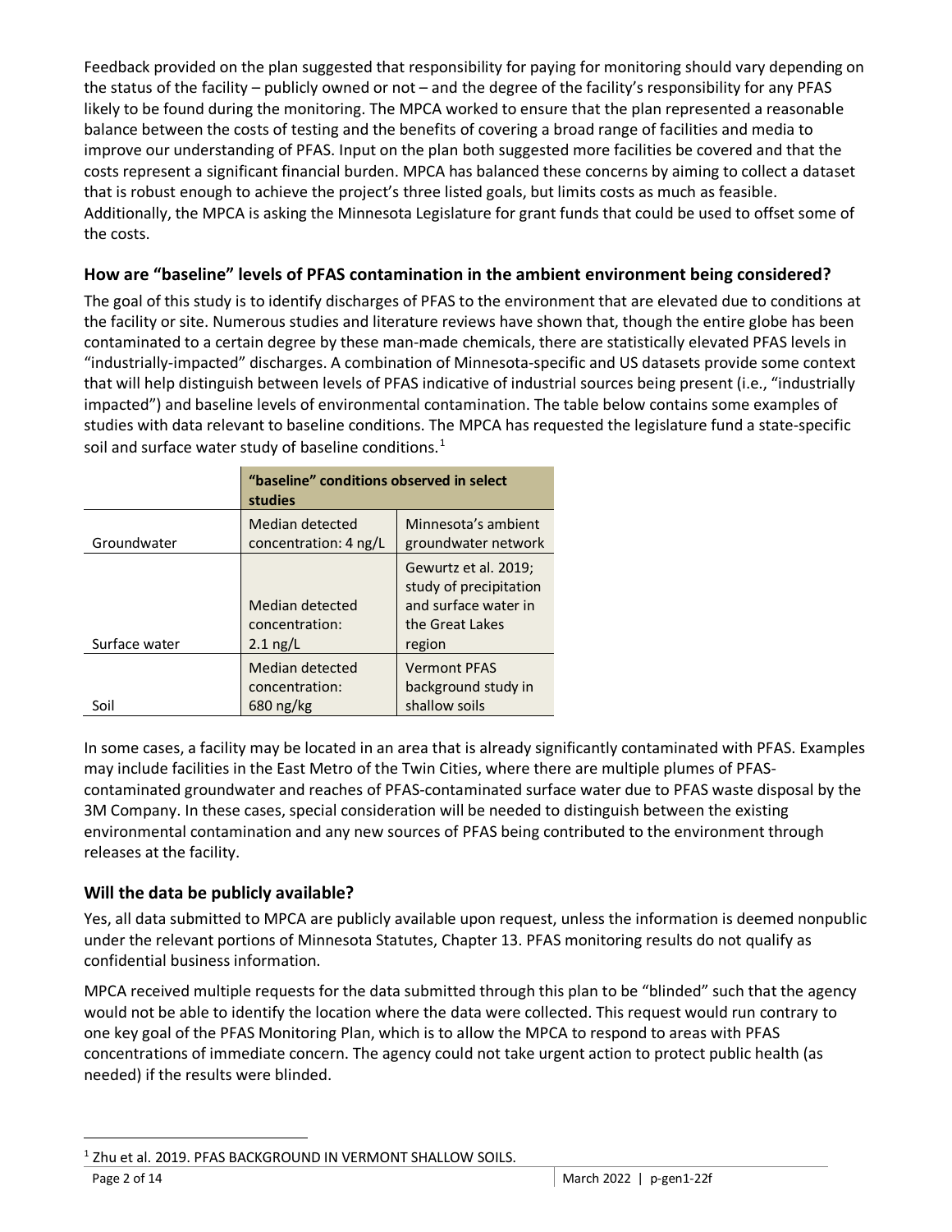Feedback provided on the plan suggested that responsibility for paying for monitoring should vary depending on the status of the facility – publicly owned or not – and the degree of the facility's responsibility for any PFAS likely to be found during the monitoring. The MPCA worked to ensure that the plan represented a reasonable balance between the costs of testing and the benefits of covering a broad range of facilities and media to improve our understanding of PFAS. Input on the plan both suggested more facilities be covered and that the costs represent a significant financial burden. MPCA has balanced these concerns by aiming to collect a dataset that is robust enough to achieve the project's three listed goals, but limits costs as much as feasible. Additionally, the MPCA is asking the Minnesota Legislature for grant funds that could be used to offset some of the costs.

## How are "baseline" levels of PFAS contamination in the ambient environment being considered?

The goal of this study is to identify discharges of PFAS to the environment that are elevated due to conditions at the facility or site. Numerous studies and literature reviews have shown that, though the entire globe has been contaminated to a certain degree by these man-made chemicals, there are statistically elevated PFAS levels in "industrially-impacted" discharges. A combination of Minnesota-specific and US datasets provide some context that will help distinguish between levels of PFAS indicative of industrial sources being present (i.e., "industrially impacted") and baseline levels of environmental contamination. The table below contains some examples of studies with data relevant to baseline conditions. The MPCA has requested the legislature fund a state-specific soil and surface water study of baseline conditions.[1]

| | "baseline" conditions observed in select studies | |
|---|---|---|
| Groundwater | Median detected concentration: 4 ng/L | Minnesota's ambient groundwater network |
| Surface water | Median detected concentration: 2.1 ng/L | Gewurtz et al. 2019; study of precipitation and surface water in the Great Lakes region |
| Soil | Median detected concentration: 680 ng/kg | Vermont PFAS background study in shallow soils |

In some cases, a facility may be located in an area that is already significantly contaminated with PFAS. Examples may include facilities in the East Metro of the Twin Cities, where there are multiple plumes of PFAS-contaminated groundwater and reaches of PFAS-contaminated surface water due to PFAS waste disposal by the 3M Company. In these cases, special consideration will be needed to distinguish between the existing environmental contamination and any new sources of PFAS being contributed to the environment through releases at the facility.

## Will the data be publicly available?

Yes, all data submitted to MPCA are publicly available upon request, unless the information is deemed nonpublic under the relevant portions of Minnesota Statutes, Chapter 13. PFAS monitoring results do not qualify as confidential business information.

MPCA received multiple requests for the data submitted through this plan to be "blinded" such that the agency would not be able to identify the location where the data were collected. This request would run contrary to one key goal of the PFAS Monitoring Plan, which is to allow the MPCA to respond to areas with PFAS concentrations of immediate concern. The agency could not take urgent action to protect public health (as needed) if the results were blinded.

[1] Zhu et al. 2019. PFAS BACKGROUND IN VERMONT SHALLOW SOILS.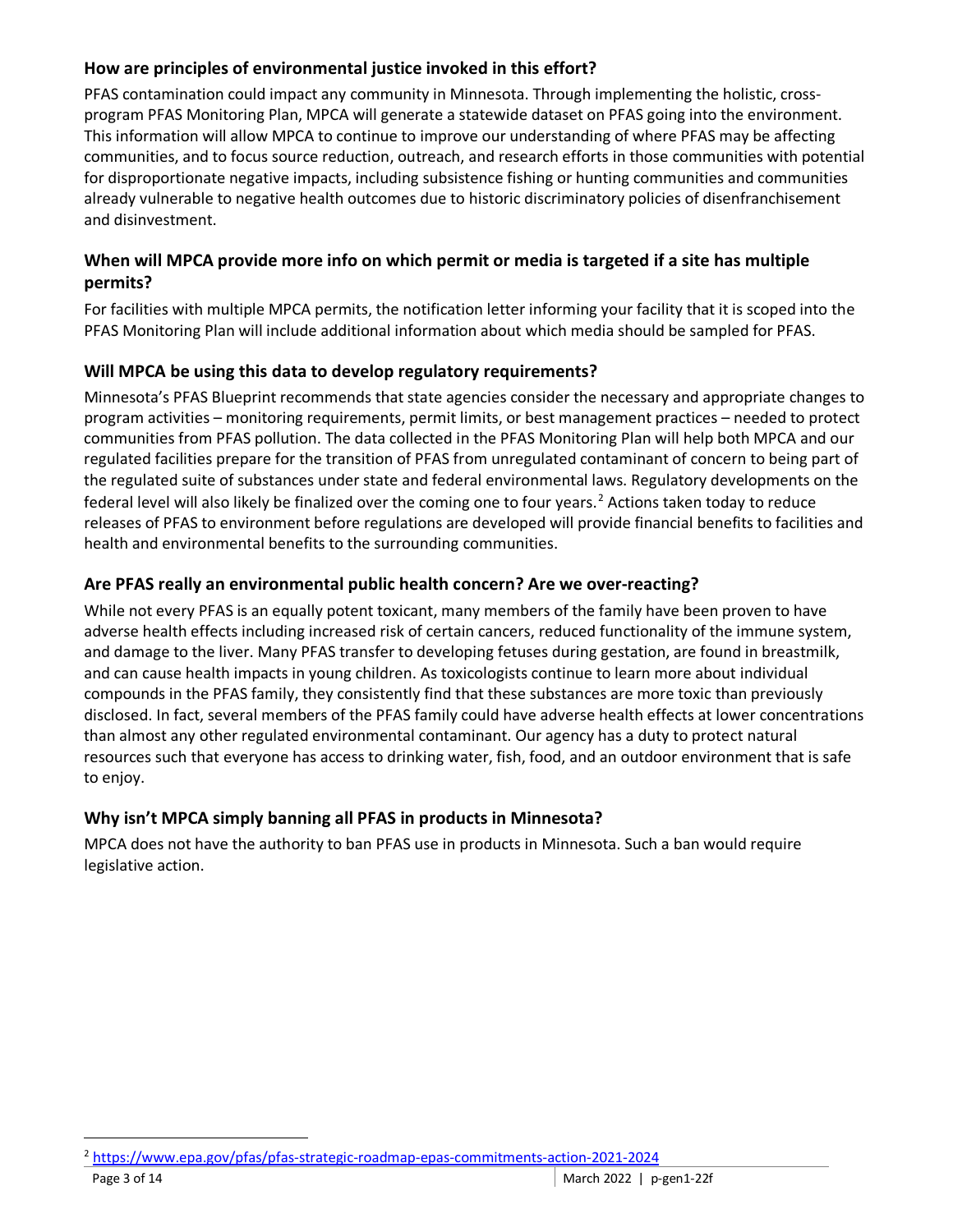### How are principles of environmental justice invoked in this effort?

PFAS contamination could impact any community in Minnesota. Through implementing the holistic, cross-program PFAS Monitoring Plan, MPCA will generate a statewide dataset on PFAS going into the environment. This information will allow MPCA to continue to improve our understanding of where PFAS may be affecting communities, and to focus source reduction, outreach, and research efforts in those communities with potential for disproportionate negative impacts, including subsistence fishing or hunting communities and communities already vulnerable to negative health outcomes due to historic discriminatory policies of disenfranchisement and disinvestment.

### When will MPCA provide more info on which permit or media is targeted if a site has multiple permits?

For facilities with multiple MPCA permits, the notification letter informing your facility that it is scoped into the PFAS Monitoring Plan will include additional information about which media should be sampled for PFAS.

### Will MPCA be using this data to develop regulatory requirements?

Minnesota's PFAS Blueprint recommends that state agencies consider the necessary and appropriate changes to program activities – monitoring requirements, permit limits, or best management practices – needed to protect communities from PFAS pollution. The data collected in the PFAS Monitoring Plan will help both MPCA and our regulated facilities prepare for the transition of PFAS from unregulated contaminant of concern to being part of the regulated suite of substances under state and federal environmental laws. Regulatory developments on the federal level will also likely be finalized over the coming one to four years.[2] Actions taken today to reduce releases of PFAS to environment before regulations are developed will provide financial benefits to facilities and health and environmental benefits to the surrounding communities.

### Are PFAS really an environmental public health concern? Are we over-reacting?

While not every PFAS is an equally potent toxicant, many members of the family have been proven to have adverse health effects including increased risk of certain cancers, reduced functionality of the immune system, and damage to the liver. Many PFAS transfer to developing fetuses during gestation, are found in breastmilk, and can cause health impacts in young children. As toxicologists continue to learn more about individual compounds in the PFAS family, they consistently find that these substances are more toxic than previously disclosed. In fact, several members of the PFAS family could have adverse health effects at lower concentrations than almost any other regulated environmental contaminant. Our agency has a duty to protect natural resources such that everyone has access to drinking water, fish, food, and an outdoor environment that is safe to enjoy.

### Why isn't MPCA simply banning all PFAS in products in Minnesota?

MPCA does not have the authority to ban PFAS use in products in Minnesota. Such a ban would require legislative action.

---

[2] https://www.epa.gov/pfas/pfas-strategic-roadmap-epas-commitments-action-2021-2024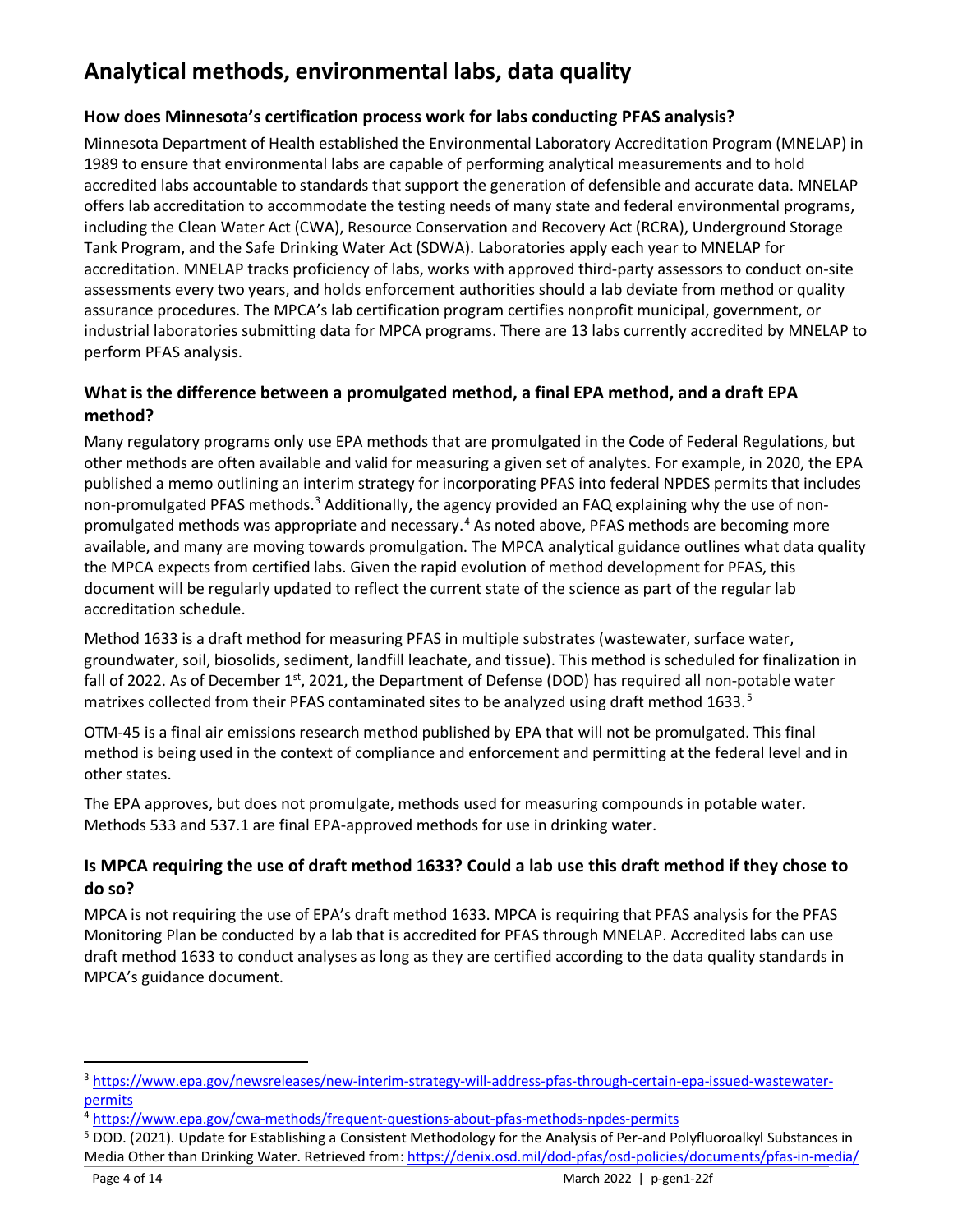# Analytical methods, environmental labs, data quality

### How does Minnesota's certification process work for labs conducting PFAS analysis?

Minnesota Department of Health established the Environmental Laboratory Accreditation Program (MNELAP) in 1989 to ensure that environmental labs are capable of performing analytical measurements and to hold accredited labs accountable to standards that support the generation of defensible and accurate data. MNELAP offers lab accreditation to accommodate the testing needs of many state and federal environmental programs, including the Clean Water Act (CWA), Resource Conservation and Recovery Act (RCRA), Underground Storage Tank Program, and the Safe Drinking Water Act (SDWA). Laboratories apply each year to MNELAP for accreditation. MNELAP tracks proficiency of labs, works with approved third-party assessors to conduct on-site assessments every two years, and holds enforcement authorities should a lab deviate from method or quality assurance procedures. The MPCA's lab certification program certifies nonprofit municipal, government, or industrial laboratories submitting data for MPCA programs. There are 13 labs currently accredited by MNELAP to perform PFAS analysis.

### What is the difference between a promulgated method, a final EPA method, and a draft EPA method?

Many regulatory programs only use EPA methods that are promulgated in the Code of Federal Regulations, but other methods are often available and valid for measuring a given set of analytes. For example, in 2020, the EPA published a memo outlining an interim strategy for incorporating PFAS into federal NPDES permits that includes non-promulgated PFAS methods.[3] Additionally, the agency provided an FAQ explaining why the use of non-promulgated methods was appropriate and necessary.[4] As noted above, PFAS methods are becoming more available, and many are moving towards promulgation. The MPCA analytical guidance outlines what data quality the MPCA expects from certified labs. Given the rapid evolution of method development for PFAS, this document will be regularly updated to reflect the current state of the science as part of the regular lab accreditation schedule.

Method 1633 is a draft method for measuring PFAS in multiple substrates (wastewater, surface water, groundwater, soil, biosolids, sediment, landfill leachate, and tissue). This method is scheduled for finalization in fall of 2022. As of December 1st, 2021, the Department of Defense (DOD) has required all non-potable water matrixes collected from their PFAS contaminated sites to be analyzed using draft method 1633.[5]

OTM-45 is a final air emissions research method published by EPA that will not be promulgated. This final method is being used in the context of compliance and enforcement and permitting at the federal level and in other states.

The EPA approves, but does not promulgate, methods used for measuring compounds in potable water. Methods 533 and 537.1 are final EPA-approved methods for use in drinking water.

### Is MPCA requiring the use of draft method 1633? Could a lab use this draft method if they chose to do so?

MPCA is not requiring the use of EPA's draft method 1633. MPCA is requiring that PFAS analysis for the PFAS Monitoring Plan be conducted by a lab that is accredited for PFAS through MNELAP. Accredited labs can use draft method 1633 to conduct analyses as long as they are certified according to the data quality standards in MPCA's guidance document.

---

[3] https://www.epa.gov/newsreleases/new-interim-strategy-will-address-pfas-through-certain-epa-issued-wastewater-permits

[4] https://www.epa.gov/cwa-methods/frequent-questions-about-pfas-methods-npdes-permits

[5] DOD. (2021). Update for Establishing a Consistent Methodology for the Analysis of Per-and Polyfluoroalkyl Substances in Media Other than Drinking Water. Retrieved from: https://denix.osd.mil/dod-pfas/osd-policies/documents/pfas-in-media/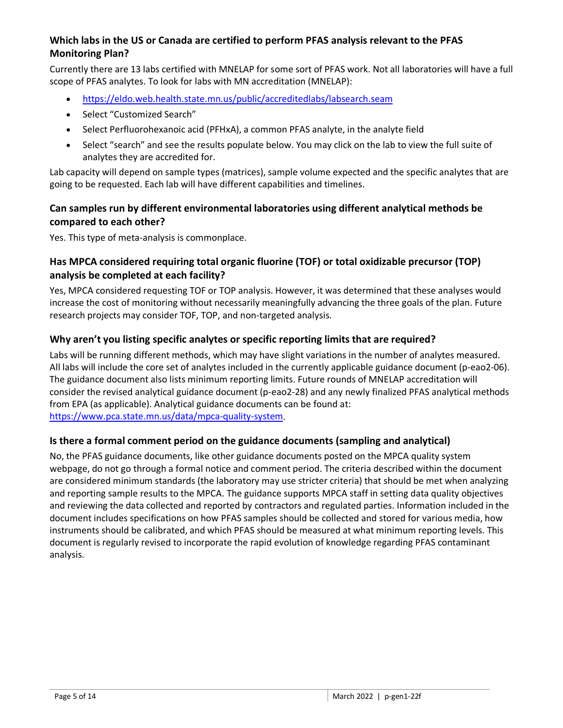### Which labs in the US or Canada are certified to perform PFAS analysis relevant to the PFAS Monitoring Plan?

Currently there are 13 labs certified with MNELAP for some sort of PFAS work. Not all laboratories will have a full scope of PFAS analytes. To look for labs with MN accreditation (MNELAP):

- https://eldo.web.health.state.mn.us/public/accreditedlabs/labsearch.seam
- Select "Customized Search"
- Select Perfluorohexanoic acid (PFHxA), a common PFAS analyte, in the analyte field
- Select "search" and see the results populate below. You may click on the lab to view the full suite of analytes they are accredited for.

Lab capacity will depend on sample types (matrices), sample volume expected and the specific analytes that are going to be requested. Each lab will have different capabilities and timelines.

### Can samples run by different environmental laboratories using different analytical methods be compared to each other?

Yes. This type of meta-analysis is commonplace.

### Has MPCA considered requiring total organic fluorine (TOF) or total oxidizable precursor (TOP) analysis be completed at each facility?

Yes, MPCA considered requesting TOF or TOP analysis. However, it was determined that these analyses would increase the cost of monitoring without necessarily meaningfully advancing the three goals of the plan. Future research projects may consider TOF, TOP, and non-targeted analysis.

### Why aren't you listing specific analytes or specific reporting limits that are required?

Labs will be running different methods, which may have slight variations in the number of analytes measured. All labs will include the core set of analytes included in the currently applicable guidance document (p-eao2-06). The guidance document also lists minimum reporting limits. Future rounds of MNELAP accreditation will consider the revised analytical guidance document (p-eao2-28) and any newly finalized PFAS analytical methods from EPA (as applicable). Analytical guidance documents can be found at: https://www.pca.state.mn.us/data/mpca-quality-system.

### Is there a formal comment period on the guidance documents (sampling and analytical)

No, the PFAS guidance documents, like other guidance documents posted on the MPCA quality system webpage, do not go through a formal notice and comment period. The criteria described within the document are considered minimum standards (the laboratory may use stricter criteria) that should be met when analyzing and reporting sample results to the MPCA. The guidance supports MPCA staff in setting data quality objectives and reviewing the data collected and reported by contractors and regulated parties. Information included in the document includes specifications on how PFAS samples should be collected and stored for various media, how instruments should be calibrated, and which PFAS should be measured at what minimum reporting levels. This document is regularly revised to incorporate the rapid evolution of knowledge regarding PFAS contaminant analysis.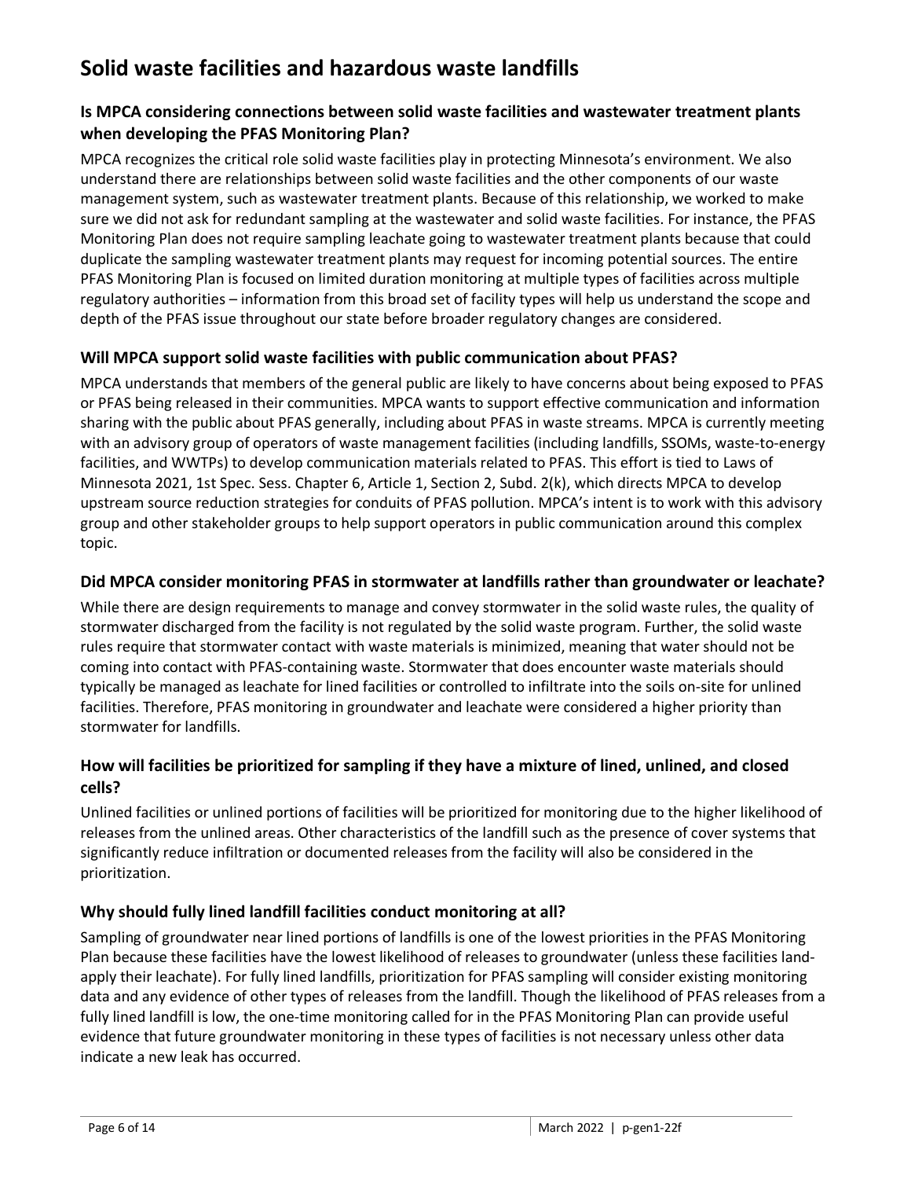# Solid waste facilities and hazardous waste landfills

### Is MPCA considering connections between solid waste facilities and wastewater treatment plants when developing the PFAS Monitoring Plan?

MPCA recognizes the critical role solid waste facilities play in protecting Minnesota's environment. We also understand there are relationships between solid waste facilities and the other components of our waste management system, such as wastewater treatment plants. Because of this relationship, we worked to make sure we did not ask for redundant sampling at the wastewater and solid waste facilities. For instance, the PFAS Monitoring Plan does not require sampling leachate going to wastewater treatment plants because that could duplicate the sampling wastewater treatment plants may request for incoming potential sources. The entire PFAS Monitoring Plan is focused on limited duration monitoring at multiple types of facilities across multiple regulatory authorities – information from this broad set of facility types will help us understand the scope and depth of the PFAS issue throughout our state before broader regulatory changes are considered.

### Will MPCA support solid waste facilities with public communication about PFAS?

MPCA understands that members of the general public are likely to have concerns about being exposed to PFAS or PFAS being released in their communities. MPCA wants to support effective communication and information sharing with the public about PFAS generally, including about PFAS in waste streams. MPCA is currently meeting with an advisory group of operators of waste management facilities (including landfills, SSOMs, waste-to-energy facilities, and WWTPs) to develop communication materials related to PFAS. This effort is tied to Laws of Minnesota 2021, 1st Spec. Sess. Chapter 6, Article 1, Section 2, Subd. 2(k), which directs MPCA to develop upstream source reduction strategies for conduits of PFAS pollution. MPCA's intent is to work with this advisory group and other stakeholder groups to help support operators in public communication around this complex topic.

### Did MPCA consider monitoring PFAS in stormwater at landfills rather than groundwater or leachate?

While there are design requirements to manage and convey stormwater in the solid waste rules, the quality of stormwater discharged from the facility is not regulated by the solid waste program. Further, the solid waste rules require that stormwater contact with waste materials is minimized, meaning that water should not be coming into contact with PFAS-containing waste. Stormwater that does encounter waste materials should typically be managed as leachate for lined facilities or controlled to infiltrate into the soils on-site for unlined facilities. Therefore, PFAS monitoring in groundwater and leachate were considered a higher priority than stormwater for landfills.

### How will facilities be prioritized for sampling if they have a mixture of lined, unlined, and closed cells?

Unlined facilities or unlined portions of facilities will be prioritized for monitoring due to the higher likelihood of releases from the unlined areas. Other characteristics of the landfill such as the presence of cover systems that significantly reduce infiltration or documented releases from the facility will also be considered in the prioritization.

### Why should fully lined landfill facilities conduct monitoring at all?

Sampling of groundwater near lined portions of landfills is one of the lowest priorities in the PFAS Monitoring Plan because these facilities have the lowest likelihood of releases to groundwater (unless these facilities land-apply their leachate). For fully lined landfills, prioritization for PFAS sampling will consider existing monitoring data and any evidence of other types of releases from the landfill. Though the likelihood of PFAS releases from a fully lined landfill is low, the one-time monitoring called for in the PFAS Monitoring Plan can provide useful evidence that future groundwater monitoring in these types of facilities is not necessary unless other data indicate a new leak has occurred.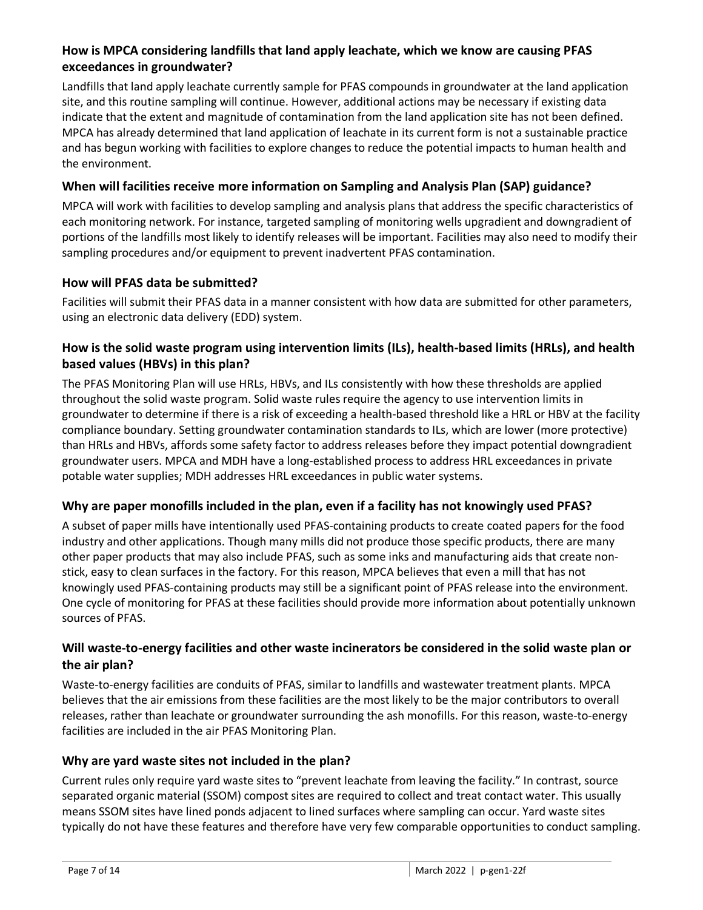### How is MPCA considering landfills that land apply leachate, which we know are causing PFAS exceedances in groundwater?

Landfills that land apply leachate currently sample for PFAS compounds in groundwater at the land application site, and this routine sampling will continue. However, additional actions may be necessary if existing data indicate that the extent and magnitude of contamination from the land application site has not been defined. MPCA has already determined that land application of leachate in its current form is not a sustainable practice and has begun working with facilities to explore changes to reduce the potential impacts to human health and the environment.

### When will facilities receive more information on Sampling and Analysis Plan (SAP) guidance?

MPCA will work with facilities to develop sampling and analysis plans that address the specific characteristics of each monitoring network. For instance, targeted sampling of monitoring wells upgradient and downgradient of portions of the landfills most likely to identify releases will be important. Facilities may also need to modify their sampling procedures and/or equipment to prevent inadvertent PFAS contamination.

### How will PFAS data be submitted?

Facilities will submit their PFAS data in a manner consistent with how data are submitted for other parameters, using an electronic data delivery (EDD) system.

### How is the solid waste program using intervention limits (ILs), health-based limits (HRLs), and health based values (HBVs) in this plan?

The PFAS Monitoring Plan will use HRLs, HBVs, and ILs consistently with how these thresholds are applied throughout the solid waste program. Solid waste rules require the agency to use intervention limits in groundwater to determine if there is a risk of exceeding a health-based threshold like a HRL or HBV at the facility compliance boundary. Setting groundwater contamination standards to ILs, which are lower (more protective) than HRLs and HBVs, affords some safety factor to address releases before they impact potential downgradient groundwater users. MPCA and MDH have a long-established process to address HRL exceedances in private potable water supplies; MDH addresses HRL exceedances in public water systems.

### Why are paper monofills included in the plan, even if a facility has not knowingly used PFAS?

A subset of paper mills have intentionally used PFAS-containing products to create coated papers for the food industry and other applications. Though many mills did not produce those specific products, there are many other paper products that may also include PFAS, such as some inks and manufacturing aids that create non-stick, easy to clean surfaces in the factory. For this reason, MPCA believes that even a mill that has not knowingly used PFAS-containing products may still be a significant point of PFAS release into the environment. One cycle of monitoring for PFAS at these facilities should provide more information about potentially unknown sources of PFAS.

### Will waste-to-energy facilities and other waste incinerators be considered in the solid waste plan or the air plan?

Waste-to-energy facilities are conduits of PFAS, similar to landfills and wastewater treatment plants. MPCA believes that the air emissions from these facilities are the most likely to be the major contributors to overall releases, rather than leachate or groundwater surrounding the ash monofills. For this reason, waste-to-energy facilities are included in the air PFAS Monitoring Plan.

### Why are yard waste sites not included in the plan?

Current rules only require yard waste sites to "prevent leachate from leaving the facility." In contrast, source separated organic material (SSOM) compost sites are required to collect and treat contact water. This usually means SSOM sites have lined ponds adjacent to lined surfaces where sampling can occur. Yard waste sites typically do not have these features and therefore have very few comparable opportunities to conduct sampling.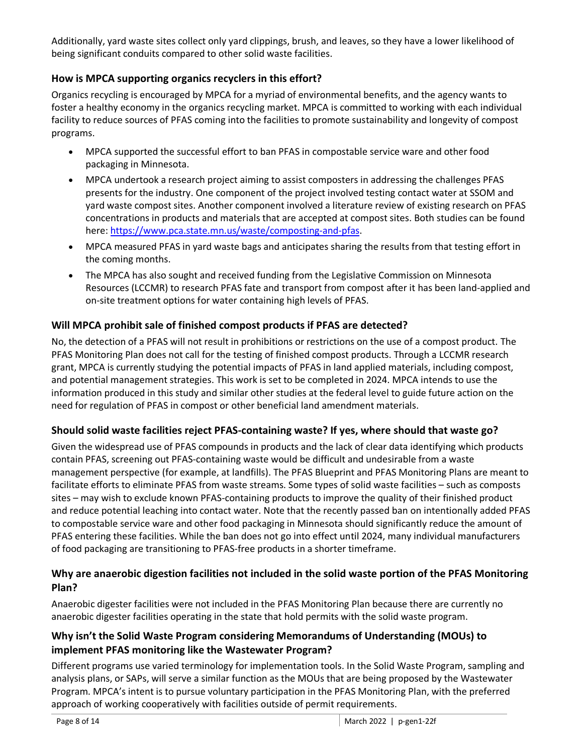Additionally, yard waste sites collect only yard clippings, brush, and leaves, so they have a lower likelihood of being significant conduits compared to other solid waste facilities.

### How is MPCA supporting organics recyclers in this effort?

Organics recycling is encouraged by MPCA for a myriad of environmental benefits, and the agency wants to foster a healthy economy in the organics recycling market. MPCA is committed to working with each individual facility to reduce sources of PFAS coming into the facilities to promote sustainability and longevity of compost programs.

- MPCA supported the successful effort to ban PFAS in compostable service ware and other food packaging in Minnesota.
- MPCA undertook a research project aiming to assist composters in addressing the challenges PFAS presents for the industry. One component of the project involved testing contact water at SSOM and yard waste compost sites. Another component involved a literature review of existing research on PFAS concentrations in products and materials that are accepted at compost sites. Both studies can be found here: https://www.pca.state.mn.us/waste/composting-and-pfas.
- MPCA measured PFAS in yard waste bags and anticipates sharing the results from that testing effort in the coming months.
- The MPCA has also sought and received funding from the Legislative Commission on Minnesota Resources (LCCMR) to research PFAS fate and transport from compost after it has been land-applied and on-site treatment options for water containing high levels of PFAS.

### Will MPCA prohibit sale of finished compost products if PFAS are detected?

No, the detection of a PFAS will not result in prohibitions or restrictions on the use of a compost product. The PFAS Monitoring Plan does not call for the testing of finished compost products. Through a LCCMR research grant, MPCA is currently studying the potential impacts of PFAS in land applied materials, including compost, and potential management strategies. This work is set to be completed in 2024. MPCA intends to use the information produced in this study and similar other studies at the federal level to guide future action on the need for regulation of PFAS in compost or other beneficial land amendment materials.

### Should solid waste facilities reject PFAS-containing waste? If yes, where should that waste go?

Given the widespread use of PFAS compounds in products and the lack of clear data identifying which products contain PFAS, screening out PFAS-containing waste would be difficult and undesirable from a waste management perspective (for example, at landfills). The PFAS Blueprint and PFAS Monitoring Plans are meant to facilitate efforts to eliminate PFAS from waste streams. Some types of solid waste facilities – such as composts sites – may wish to exclude known PFAS-containing products to improve the quality of their finished product and reduce potential leaching into contact water. Note that the recently passed ban on intentionally added PFAS to compostable service ware and other food packaging in Minnesota should significantly reduce the amount of PFAS entering these facilities. While the ban does not go into effect until 2024, many individual manufacturers of food packaging are transitioning to PFAS-free products in a shorter timeframe.

### Why are anaerobic digestion facilities not included in the solid waste portion of the PFAS Monitoring Plan?

Anaerobic digester facilities were not included in the PFAS Monitoring Plan because there are currently no anaerobic digester facilities operating in the state that hold permits with the solid waste program.

### Why isn't the Solid Waste Program considering Memorandums of Understanding (MOUs) to implement PFAS monitoring like the Wastewater Program?

Different programs use varied terminology for implementation tools. In the Solid Waste Program, sampling and analysis plans, or SAPs, will serve a similar function as the MOUs that are being proposed by the Wastewater Program. MPCA's intent is to pursue voluntary participation in the PFAS Monitoring Plan, with the preferred approach of working cooperatively with facilities outside of permit requirements.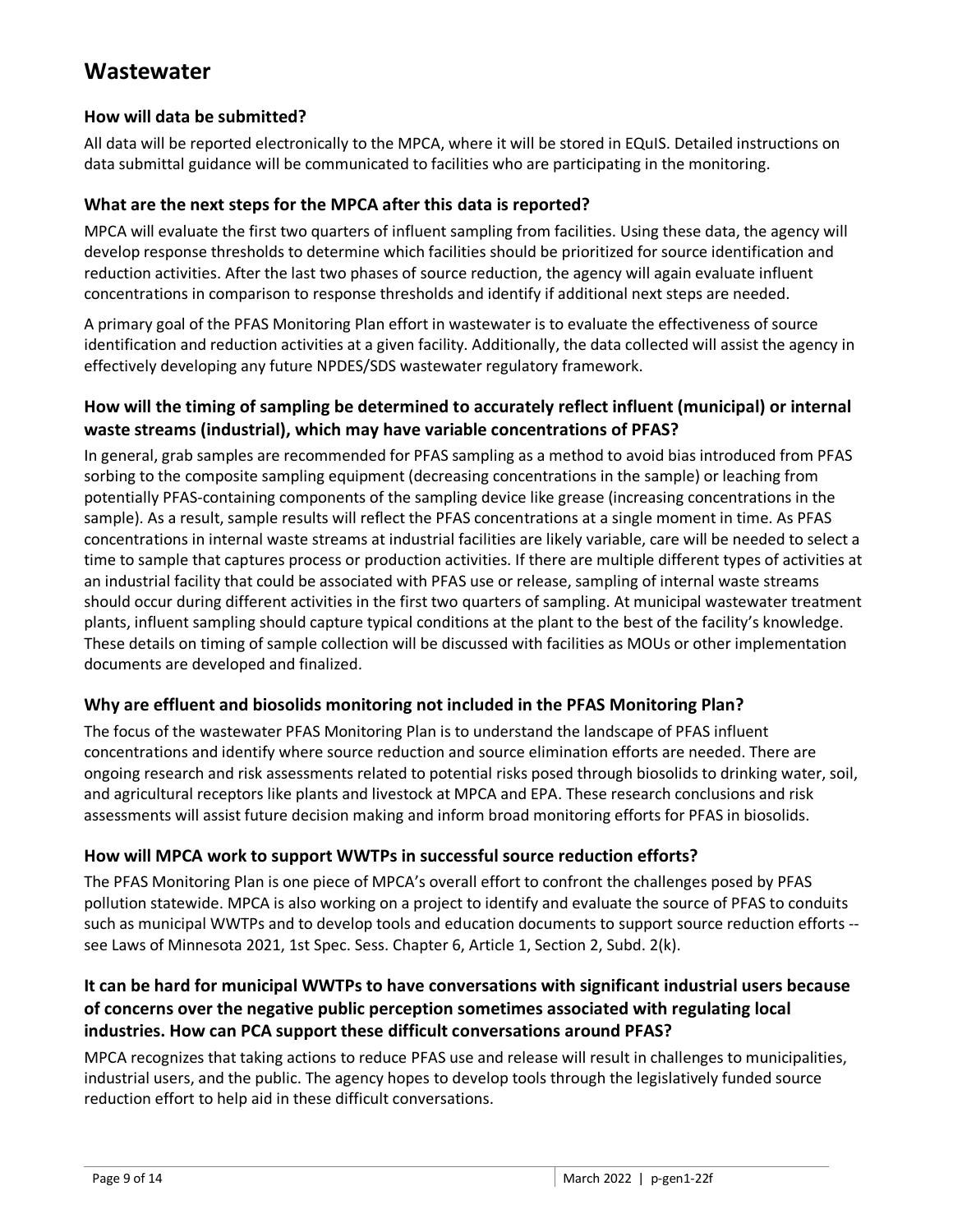# Wastewater

### How will data be submitted?

All data will be reported electronically to the MPCA, where it will be stored in EQuIS. Detailed instructions on data submittal guidance will be communicated to facilities who are participating in the monitoring.

### What are the next steps for the MPCA after this data is reported?

MPCA will evaluate the first two quarters of influent sampling from facilities. Using these data, the agency will develop response thresholds to determine which facilities should be prioritized for source identification and reduction activities. After the last two phases of source reduction, the agency will again evaluate influent concentrations in comparison to response thresholds and identify if additional next steps are needed.

A primary goal of the PFAS Monitoring Plan effort in wastewater is to evaluate the effectiveness of source identification and reduction activities at a given facility. Additionally, the data collected will assist the agency in effectively developing any future NPDES/SDS wastewater regulatory framework.

### How will the timing of sampling be determined to accurately reflect influent (municipal) or internal waste streams (industrial), which may have variable concentrations of PFAS?

In general, grab samples are recommended for PFAS sampling as a method to avoid bias introduced from PFAS sorbing to the composite sampling equipment (decreasing concentrations in the sample) or leaching from potentially PFAS-containing components of the sampling device like grease (increasing concentrations in the sample). As a result, sample results will reflect the PFAS concentrations at a single moment in time. As PFAS concentrations in internal waste streams at industrial facilities are likely variable, care will be needed to select a time to sample that captures process or production activities. If there are multiple different types of activities at an industrial facility that could be associated with PFAS use or release, sampling of internal waste streams should occur during different activities in the first two quarters of sampling. At municipal wastewater treatment plants, influent sampling should capture typical conditions at the plant to the best of the facility's knowledge. These details on timing of sample collection will be discussed with facilities as MOUs or other implementation documents are developed and finalized.

### Why are effluent and biosolids monitoring not included in the PFAS Monitoring Plan?

The focus of the wastewater PFAS Monitoring Plan is to understand the landscape of PFAS influent concentrations and identify where source reduction and source elimination efforts are needed. There are ongoing research and risk assessments related to potential risks posed through biosolids to drinking water, soil, and agricultural receptors like plants and livestock at MPCA and EPA. These research conclusions and risk assessments will assist future decision making and inform broad monitoring efforts for PFAS in biosolids.

### How will MPCA work to support WWTPs in successful source reduction efforts?

The PFAS Monitoring Plan is one piece of MPCA's overall effort to confront the challenges posed by PFAS pollution statewide. MPCA is also working on a project to identify and evaluate the source of PFAS to conduits such as municipal WWTPs and to develop tools and education documents to support source reduction efforts -- see Laws of Minnesota 2021, 1st Spec. Sess. Chapter 6, Article 1, Section 2, Subd. 2(k).

### It can be hard for municipal WWTPs to have conversations with significant industrial users because of concerns over the negative public perception sometimes associated with regulating local industries. How can PCA support these difficult conversations around PFAS?

MPCA recognizes that taking actions to reduce PFAS use and release will result in challenges to municipalities, industrial users, and the public. The agency hopes to develop tools through the legislatively funded source reduction effort to help aid in these difficult conversations.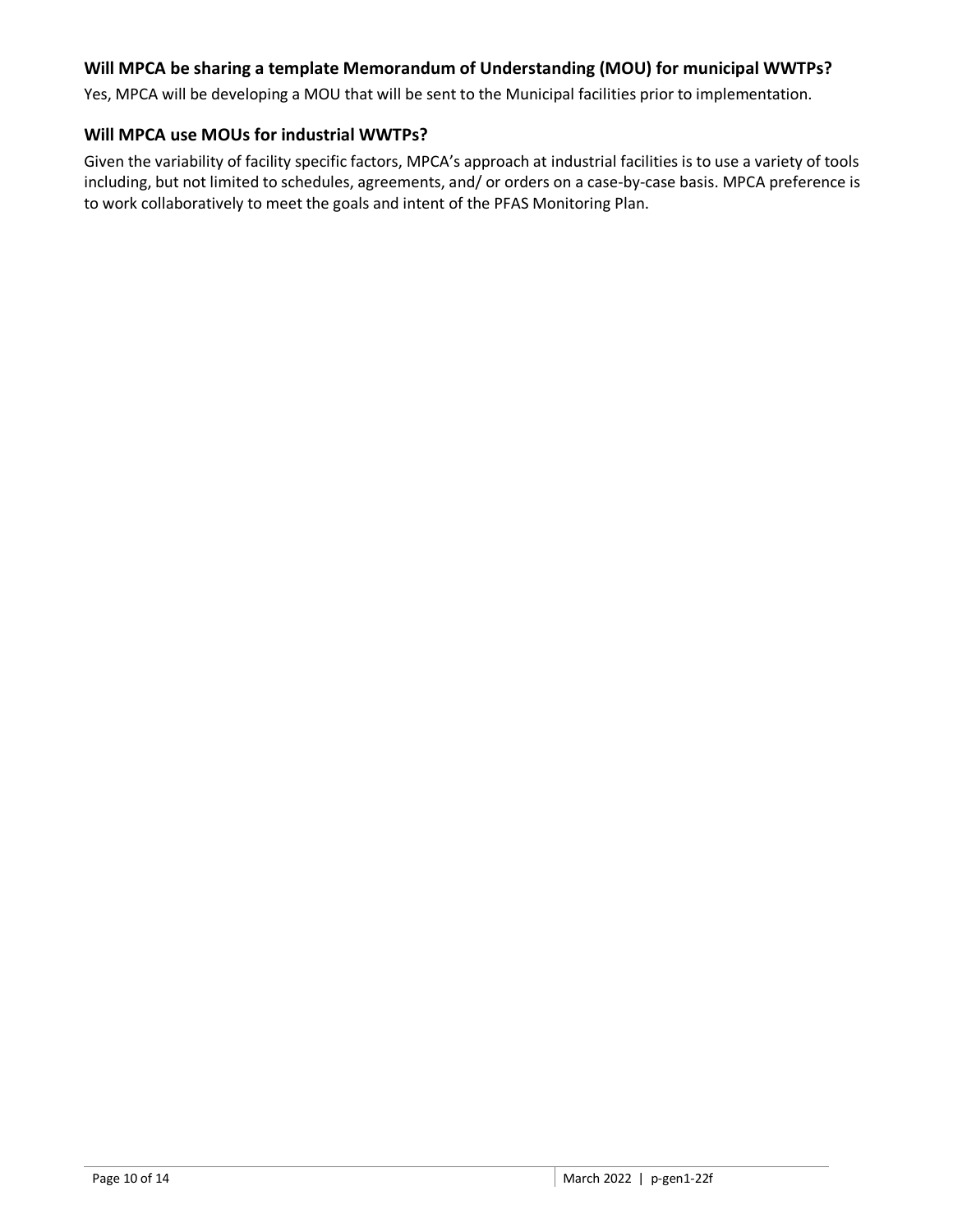### Will MPCA be sharing a template Memorandum of Understanding (MOU) for municipal WWTPs?

Yes, MPCA will be developing a MOU that will be sent to the Municipal facilities prior to implementation.

### Will MPCA use MOUs for industrial WWTPs?

Given the variability of facility specific factors, MPCA's approach at industrial facilities is to use a variety of tools including, but not limited to schedules, agreements, and/ or orders on a case-by-case basis. MPCA preference is to work collaboratively to meet the goals and intent of the PFAS Monitoring Plan.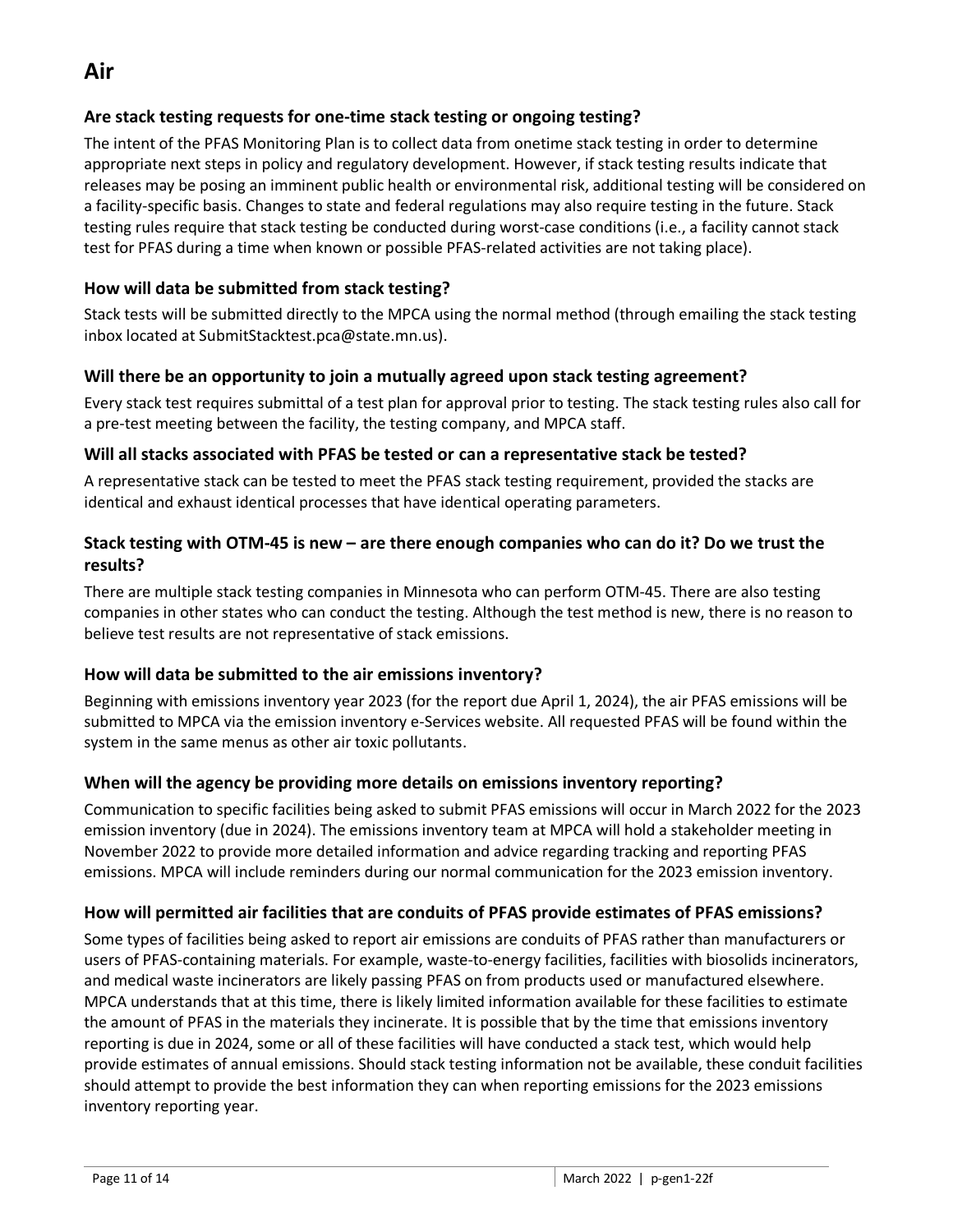# Air

### Are stack testing requests for one-time stack testing or ongoing testing?

The intent of the PFAS Monitoring Plan is to collect data from onetime stack testing in order to determine appropriate next steps in policy and regulatory development. However, if stack testing results indicate that releases may be posing an imminent public health or environmental risk, additional testing will be considered on a facility-specific basis. Changes to state and federal regulations may also require testing in the future. Stack testing rules require that stack testing be conducted during worst-case conditions (i.e., a facility cannot stack test for PFAS during a time when known or possible PFAS-related activities are not taking place).

### How will data be submitted from stack testing?

Stack tests will be submitted directly to the MPCA using the normal method (through emailing the stack testing inbox located at SubmitStacktest.pca@state.mn.us).

### Will there be an opportunity to join a mutually agreed upon stack testing agreement?

Every stack test requires submittal of a test plan for approval prior to testing. The stack testing rules also call for a pre-test meeting between the facility, the testing company, and MPCA staff.

### Will all stacks associated with PFAS be tested or can a representative stack be tested?

A representative stack can be tested to meet the PFAS stack testing requirement, provided the stacks are identical and exhaust identical processes that have identical operating parameters.

### Stack testing with OTM-45 is new – are there enough companies who can do it? Do we trust the results?

There are multiple stack testing companies in Minnesota who can perform OTM-45. There are also testing companies in other states who can conduct the testing. Although the test method is new, there is no reason to believe test results are not representative of stack emissions.

### How will data be submitted to the air emissions inventory?

Beginning with emissions inventory year 2023 (for the report due April 1, 2024), the air PFAS emissions will be submitted to MPCA via the emission inventory e-Services website. All requested PFAS will be found within the system in the same menus as other air toxic pollutants.

### When will the agency be providing more details on emissions inventory reporting?

Communication to specific facilities being asked to submit PFAS emissions will occur in March 2022 for the 2023 emission inventory (due in 2024). The emissions inventory team at MPCA will hold a stakeholder meeting in November 2022 to provide more detailed information and advice regarding tracking and reporting PFAS emissions. MPCA will include reminders during our normal communication for the 2023 emission inventory.

### How will permitted air facilities that are conduits of PFAS provide estimates of PFAS emissions?

Some types of facilities being asked to report air emissions are conduits of PFAS rather than manufacturers or users of PFAS-containing materials. For example, waste-to-energy facilities, facilities with biosolids incinerators, and medical waste incinerators are likely passing PFAS on from products used or manufactured elsewhere. MPCA understands that at this time, there is likely limited information available for these facilities to estimate the amount of PFAS in the materials they incinerate. It is possible that by the time that emissions inventory reporting is due in 2024, some or all of these facilities will have conducted a stack test, which would help provide estimates of annual emissions. Should stack testing information not be available, these conduit facilities should attempt to provide the best information they can when reporting emissions for the 2023 emissions inventory reporting year.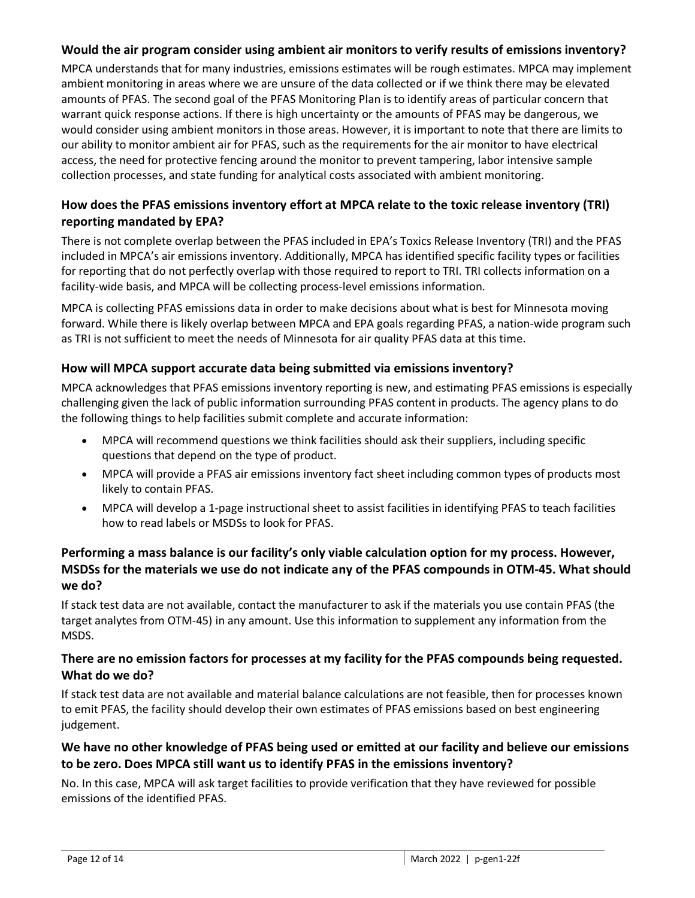### Would the air program consider using ambient air monitors to verify results of emissions inventory?

MPCA understands that for many industries, emissions estimates will be rough estimates. MPCA may implement ambient monitoring in areas where we are unsure of the data collected or if we think there may be elevated amounts of PFAS. The second goal of the PFAS Monitoring Plan is to identify areas of particular concern that warrant quick response actions. If there is high uncertainty or the amounts of PFAS may be dangerous, we would consider using ambient monitors in those areas. However, it is important to note that there are limits to our ability to monitor ambient air for PFAS, such as the requirements for the air monitor to have electrical access, the need for protective fencing around the monitor to prevent tampering, labor intensive sample collection processes, and state funding for analytical costs associated with ambient monitoring.

### How does the PFAS emissions inventory effort at MPCA relate to the toxic release inventory (TRI) reporting mandated by EPA?

There is not complete overlap between the PFAS included in EPA's Toxics Release Inventory (TRI) and the PFAS included in MPCA's air emissions inventory. Additionally, MPCA has identified specific facility types or facilities for reporting that do not perfectly overlap with those required to report to TRI. TRI collects information on a facility-wide basis, and MPCA will be collecting process-level emissions information.

MPCA is collecting PFAS emissions data in order to make decisions about what is best for Minnesota moving forward. While there is likely overlap between MPCA and EPA goals regarding PFAS, a nation-wide program such as TRI is not sufficient to meet the needs of Minnesota for air quality PFAS data at this time.

### How will MPCA support accurate data being submitted via emissions inventory?

MPCA acknowledges that PFAS emissions inventory reporting is new, and estimating PFAS emissions is especially challenging given the lack of public information surrounding PFAS content in products. The agency plans to do the following things to help facilities submit complete and accurate information:

- MPCA will recommend questions we think facilities should ask their suppliers, including specific questions that depend on the type of product.
- MPCA will provide a PFAS air emissions inventory fact sheet including common types of products most likely to contain PFAS.
- MPCA will develop a 1-page instructional sheet to assist facilities in identifying PFAS to teach facilities how to read labels or MSDSs to look for PFAS.

### Performing a mass balance is our facility's only viable calculation option for my process. However, MSDSs for the materials we use do not indicate any of the PFAS compounds in OTM-45. What should we do?

If stack test data are not available, contact the manufacturer to ask if the materials you use contain PFAS (the target analytes from OTM-45) in any amount. Use this information to supplement any information from the MSDS.

### There are no emission factors for processes at my facility for the PFAS compounds being requested. What do we do?

If stack test data are not available and material balance calculations are not feasible, then for processes known to emit PFAS, the facility should develop their own estimates of PFAS emissions based on best engineering judgement.

### We have no other knowledge of PFAS being used or emitted at our facility and believe our emissions to be zero. Does MPCA still want us to identify PFAS in the emissions inventory?

No. In this case, MPCA will ask target facilities to provide verification that they have reviewed for possible emissions of the identified PFAS.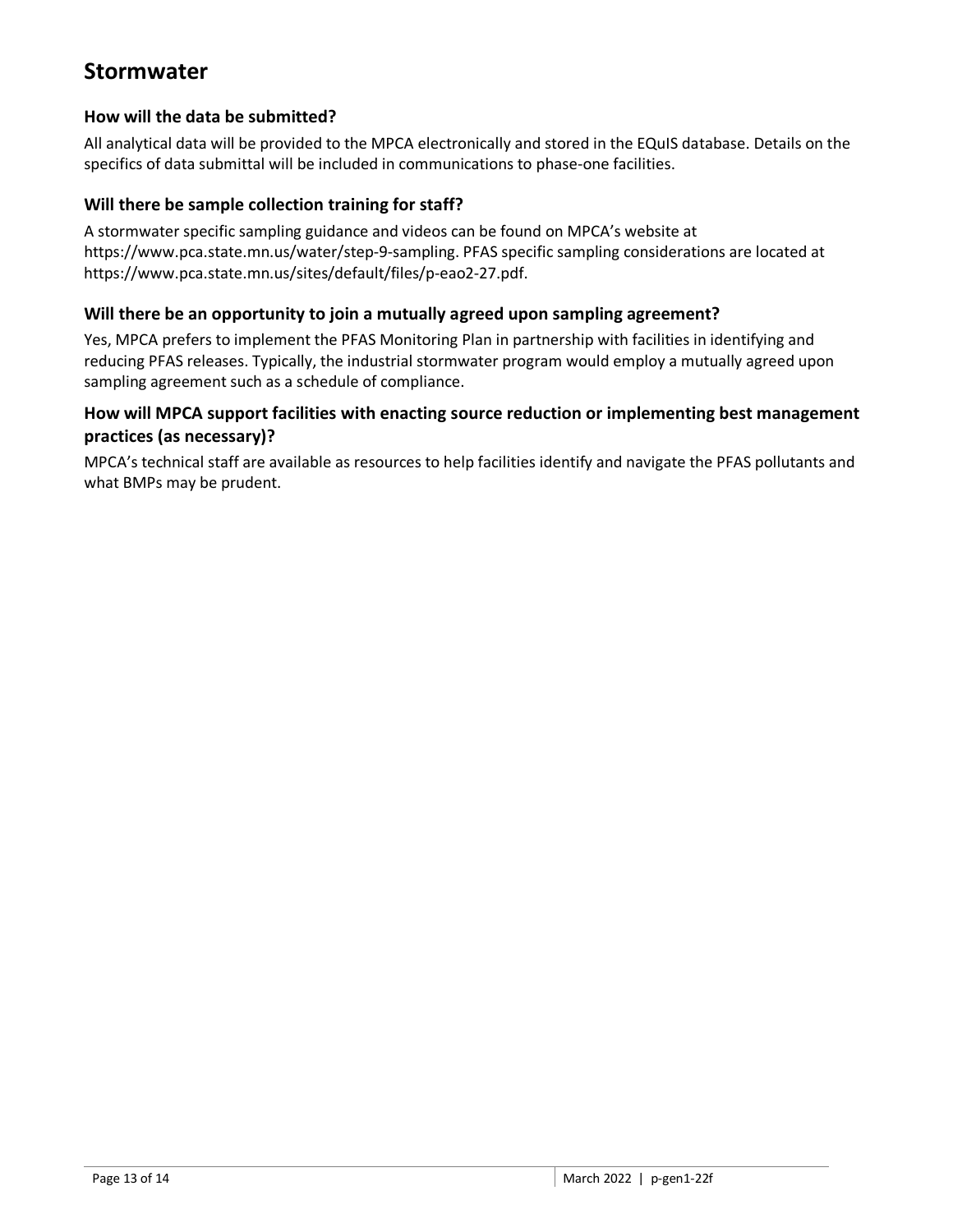## Stormwater

### How will the data be submitted?

All analytical data will be provided to the MPCA electronically and stored in the EQuIS database. Details on the specifics of data submittal will be included in communications to phase-one facilities.

### Will there be sample collection training for staff?

A stormwater specific sampling guidance and videos can be found on MPCA's website at https://www.pca.state.mn.us/water/step-9-sampling. PFAS specific sampling considerations are located at https://www.pca.state.mn.us/sites/default/files/p-eao2-27.pdf.

### Will there be an opportunity to join a mutually agreed upon sampling agreement?

Yes, MPCA prefers to implement the PFAS Monitoring Plan in partnership with facilities in identifying and reducing PFAS releases. Typically, the industrial stormwater program would employ a mutually agreed upon sampling agreement such as a schedule of compliance.

### How will MPCA support facilities with enacting source reduction or implementing best management practices (as necessary)?

MPCA's technical staff are available as resources to help facilities identify and navigate the PFAS pollutants and what BMPs may be prudent.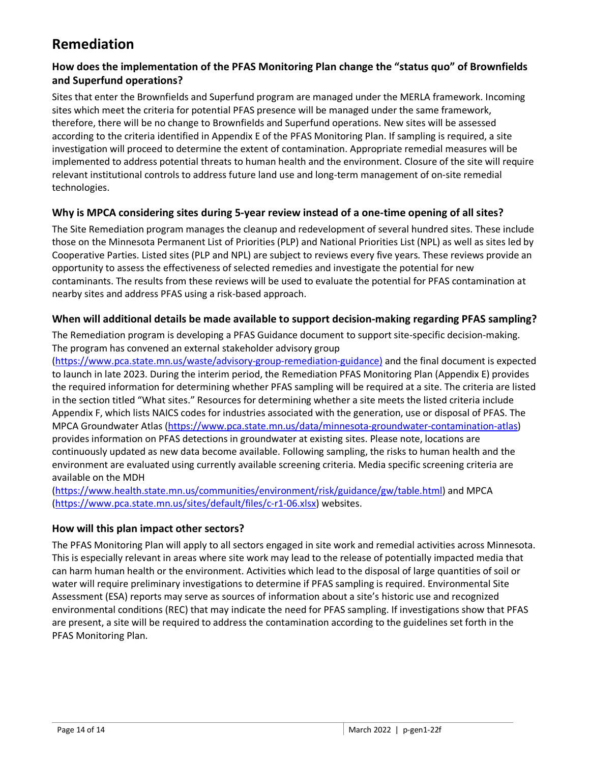# Remediation

### How does the implementation of the PFAS Monitoring Plan change the "status quo" of Brownfields and Superfund operations?

Sites that enter the Brownfields and Superfund program are managed under the MERLA framework. Incoming sites which meet the criteria for potential PFAS presence will be managed under the same framework, therefore, there will be no change to Brownfields and Superfund operations. New sites will be assessed according to the criteria identified in Appendix E of the PFAS Monitoring Plan. If sampling is required, a site investigation will proceed to determine the extent of contamination. Appropriate remedial measures will be implemented to address potential threats to human health and the environment. Closure of the site will require relevant institutional controls to address future land use and long-term management of on-site remedial technologies.

### Why is MPCA considering sites during 5-year review instead of a one-time opening of all sites?

The Site Remediation program manages the cleanup and redevelopment of several hundred sites. These include those on the Minnesota Permanent List of Priorities (PLP) and National Priorities List (NPL) as well as sites led by Cooperative Parties. Listed sites (PLP and NPL) are subject to reviews every five years. These reviews provide an opportunity to assess the effectiveness of selected remedies and investigate the potential for new contaminants. The results from these reviews will be used to evaluate the potential for PFAS contamination at nearby sites and address PFAS using a risk-based approach.

### When will additional details be made available to support decision-making regarding PFAS sampling?

The Remediation program is developing a PFAS Guidance document to support site-specific decision-making. The program has convened an external stakeholder advisory group (https://www.pca.state.mn.us/waste/advisory-group-remediation-guidance) and the final document is expected to launch in late 2023. During the interim period, the Remediation PFAS Monitoring Plan (Appendix E) provides the required information for determining whether PFAS sampling will be required at a site. The criteria are listed in the section titled "What sites." Resources for determining whether a site meets the listed criteria include Appendix F, which lists NAICS codes for industries associated with the generation, use or disposal of PFAS. The MPCA Groundwater Atlas (https://www.pca.state.mn.us/data/minnesota-groundwater-contamination-atlas) provides information on PFAS detections in groundwater at existing sites. Please note, locations are continuously updated as new data become available. Following sampling, the risks to human health and the environment are evaluated using currently available screening criteria. Media specific screening criteria are available on the MDH (https://www.health.state.mn.us/communities/environment/risk/guidance/gw/table.html) and MPCA (https://www.pca.state.mn.us/sites/default/files/c-r1-06.xlsx) websites.

### How will this plan impact other sectors?

The PFAS Monitoring Plan will apply to all sectors engaged in site work and remedial activities across Minnesota. This is especially relevant in areas where site work may lead to the release of potentially impacted media that can harm human health or the environment. Activities which lead to the disposal of large quantities of soil or water will require preliminary investigations to determine if PFAS sampling is required. Environmental Site Assessment (ESA) reports may serve as sources of information about a site's historic use and recognized environmental conditions (REC) that may indicate the need for PFAS sampling. If investigations show that PFAS are present, a site will be required to address the contamination according to the guidelines set forth in the PFAS Monitoring Plan.